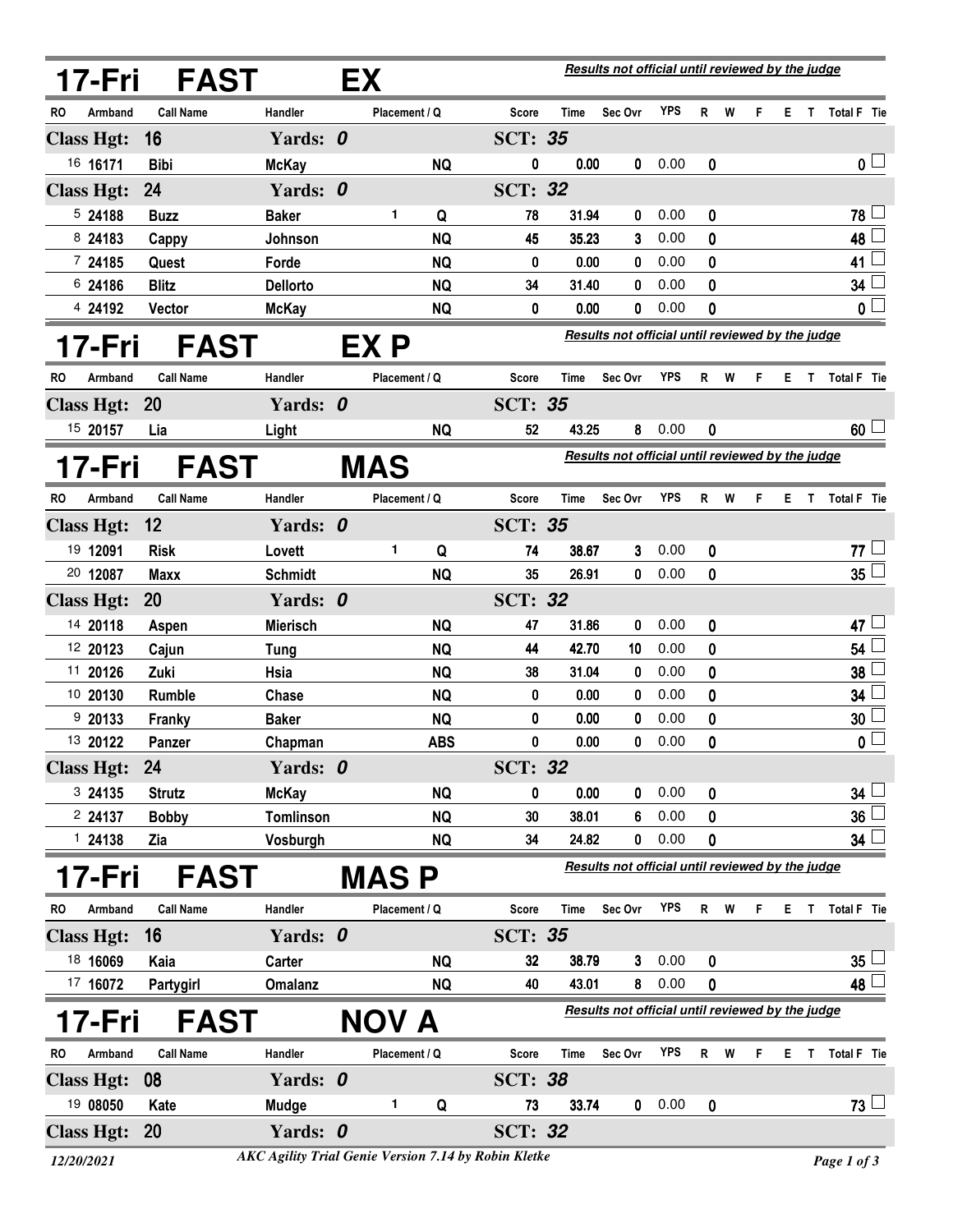## 17-Fri FAST EX

*Results not official until reviewed by the judge*

| RO | Armband | Call Name | Handler | Placement / Q | | Score | Time | Sec Ovr | YPS | R | W | F | E | T | Total F | Tie |
|---|---|---|---|---|---|---|---|---|---|---|---|---|---|---|---|---|
| **Class Hgt: 16** | | | **Yards: 0** | | | **SCT: 35** | | | | | | | | | | |
| 16 | 16171 | Bibi | McKay | | NQ | 0 | 0.00 | 0 | 0.00 | 0 | | | | | 0 | ☐ |
| **Class Hgt: 24** | | | **Yards: 0** | | | **SCT: 32** | | | | | | | | | | |
| 5 | 24188 | Buzz | Baker | 1 | Q | 78 | 31.94 | 0 | 0.00 | 0 | | | | | 78 | ☐ |
| 8 | 24183 | Cappy | Johnson | | NQ | 45 | 35.23 | 3 | 0.00 | 0 | | | | | 48 | ☐ |
| 7 | 24185 | Quest | Forde | | NQ | 0 | 0.00 | 0 | 0.00 | 0 | | | | | 41 | ☐ |
| 6 | 24186 | Blitz | Dellorto | | NQ | 34 | 31.40 | 0 | 0.00 | 0 | | | | | 34 | ☐ |
| 4 | 24192 | Vector | McKay | | NQ | 0 | 0.00 | 0 | 0.00 | 0 | | | | | 0 | ☐ |

## 17-Fri FAST EX P

*Results not official until reviewed by the judge*

| RO | Armband | Call Name | Handler | Placement / Q | | Score | Time | Sec Ovr | YPS | R | W | F | E | T | Total F | Tie |
|---|---|---|---|---|---|---|---|---|---|---|---|---|---|---|---|---|
| **Class Hgt: 20** | | | **Yards: 0** | | | **SCT: 35** | | | | | | | | | | |
| 15 | 20157 | Lia | Light | | NQ | 52 | 43.25 | 8 | 0.00 | 0 | | | | | 60 | ☐ |

## 17-Fri FAST MAS

*Results not official until reviewed by the judge*

| RO | Armband | Call Name | Handler | Placement / Q | | Score | Time | Sec Ovr | YPS | R | W | F | E | T | Total F | Tie |
|---|---|---|---|---|---|---|---|---|---|---|---|---|---|---|---|---|
| **Class Hgt: 12** | | | **Yards: 0** | | | **SCT: 35** | | | | | | | | | | |
| 19 | 12091 | Risk | Lovett | 1 | Q | 74 | 38.67 | 3 | 0.00 | 0 | | | | | 77 | ☐ |
| 20 | 12087 | Maxx | Schmidt | | NQ | 35 | 26.91 | 0 | 0.00 | 0 | | | | | 35 | ☐ |
| **Class Hgt: 20** | | | **Yards: 0** | | | **SCT: 32** | | | | | | | | | | |
| 14 | 20118 | Aspen | Mierisch | | NQ | 47 | 31.86 | 0 | 0.00 | 0 | | | | | 47 | ☐ |
| 12 | 20123 | Cajun | Tung | | NQ | 44 | 42.70 | 10 | 0.00 | 0 | | | | | 54 | ☐ |
| 11 | 20126 | Zuki | Hsia | | NQ | 38 | 31.04 | 0 | 0.00 | 0 | | | | | 38 | ☐ |
| 10 | 20130 | Rumble | Chase | | NQ | 0 | 0.00 | 0 | 0.00 | 0 | | | | | 34 | ☐ |
| 9 | 20133 | Franky | Baker | | NQ | 0 | 0.00 | 0 | 0.00 | 0 | | | | | 30 | ☐ |
| 13 | 20122 | Panzer | Chapman | | ABS | 0 | 0.00 | 0 | 0.00 | 0 | | | | | 0 | ☐ |
| **Class Hgt: 24** | | | **Yards: 0** | | | **SCT: 32** | | | | | | | | | | |
| 3 | 24135 | Strutz | McKay | | NQ | 0 | 0.00 | 0 | 0.00 | 0 | | | | | 34 | ☐ |
| 2 | 24137 | Bobby | Tomlinson | | NQ | 30 | 38.01 | 6 | 0.00 | 0 | | | | | 36 | ☐ |
| 1 | 24138 | Zia | Vosburgh | | NQ | 34 | 24.82 | 0 | 0.00 | 0 | | | | | 34 | ☐ |

## 17-Fri FAST MAS P

*Results not official until reviewed by the judge*

| RO | Armband | Call Name | Handler | Placement / Q | | Score | Time | Sec Ovr | YPS | R | W | F | E | T | Total F | Tie |
|---|---|---|---|---|---|---|---|---|---|---|---|---|---|---|---|---|
| **Class Hgt: 16** | | | **Yards: 0** | | | **SCT: 35** | | | | | | | | | | |
| 18 | 16069 | Kaia | Carter | | NQ | 32 | 38.79 | 3 | 0.00 | 0 | | | | | 35 | ☐ |
| 17 | 16072 | Partygirl | Omalanz | | NQ | 40 | 43.01 | 8 | 0.00 | 0 | | | | | 48 | ☐ |

## 17-Fri FAST NOV A

*Results not official until reviewed by the judge*

| RO | Armband | Call Name | Handler | Placement / Q | | Score | Time | Sec Ovr | YPS | R | W | F | E | T | Total F | Tie |
|---|---|---|---|---|---|---|---|---|---|---|---|---|---|---|---|---|
| **Class Hgt: 08** | | | **Yards: 0** | | | **SCT: 38** | | | | | | | | | | |
| 19 | 08050 | Kate | Mudge | 1 | Q | 73 | 33.74 | 0 | 0.00 | 0 | | | | | 73 | ☐ |
| **Class Hgt: 20** | | | **Yards: 0** | | | **SCT: 32** | | | | | | | | | | |

12/20/2021 — *AKC Agility Trial Genie Version 7.14 by Robin Kletke*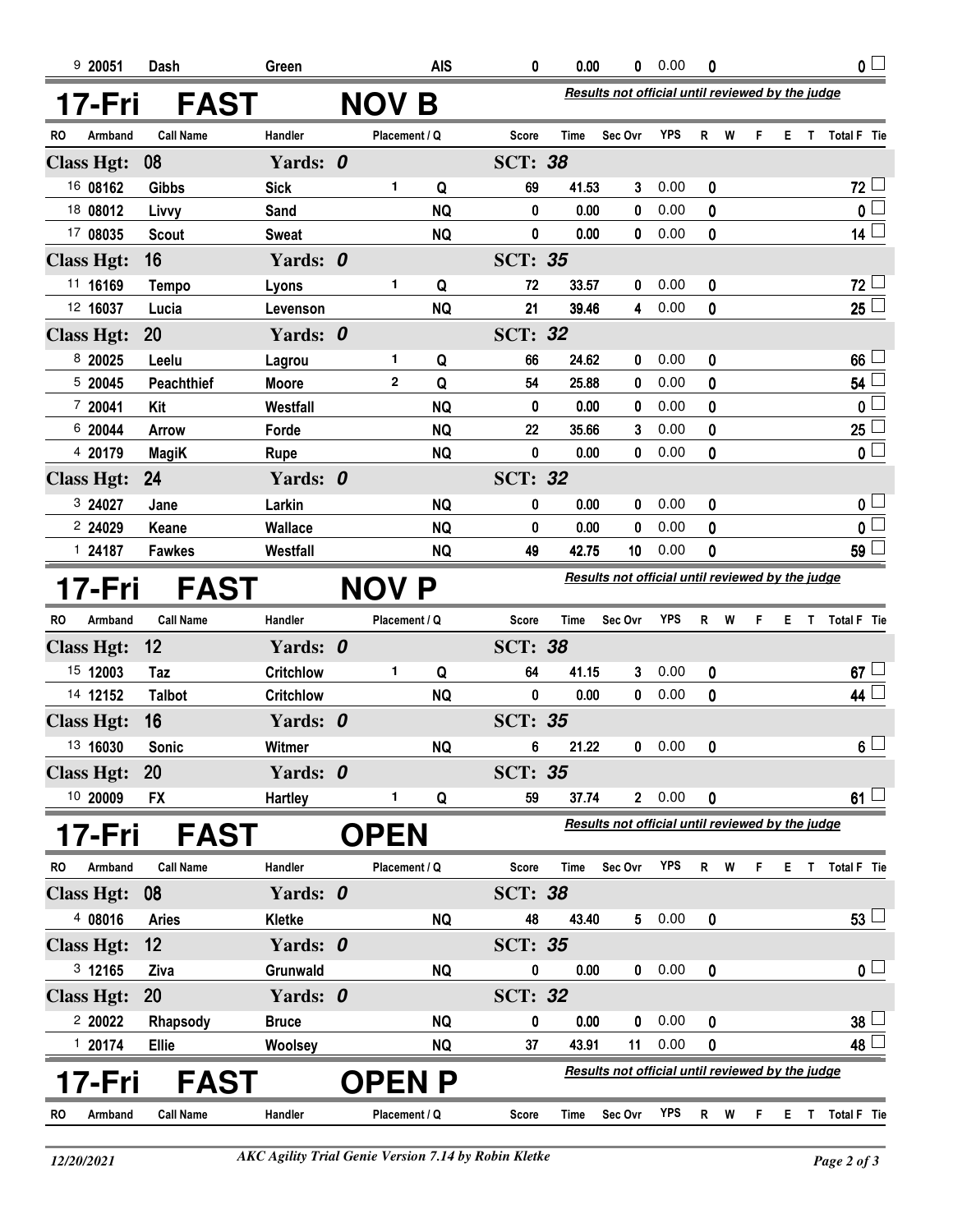| RO | Armband | Call Name | Handler | Placement / Q | | Score | Time | Sec Ovr | YPS | R | W | F | E | T | Total F | Tie |
|---|---|---|---|---|---|---|---|---|---|---|---|---|---|---|---|---|
| 9 | 20051 | Dash | Green | | AIS | 0 | 0.00 | 0 | 0.00 | 0 | | | | | 0 | ☐ |

## 17-Fri FAST NOV B

*Results not official until reviewed by the judge*

| RO | Armband | Call Name | Handler | Placement / Q | | Score | Time | Sec Ovr | YPS | R | W | F | E | T | Total F | Tie |
|---|---|---|---|---|---|---|---|---|---|---|---|---|---|---|---|---|
| **Class Hgt: 08** | | | **Yards: 0** | | | **SCT: 38** | | | | | | | | | | |
| 16 | 08162 | Gibbs | Sick | 1 | Q | 69 | 41.53 | 3 | 0.00 | 0 | | | | | 72 | ☐ |
| 18 | 08012 | Livvy | Sand | | NQ | 0 | 0.00 | 0 | 0.00 | 0 | | | | | 0 | ☐ |
| 17 | 08035 | Scout | Sweat | | NQ | 0 | 0.00 | 0 | 0.00 | 0 | | | | | 14 | ☐ |
| **Class Hgt: 16** | | | **Yards: 0** | | | **SCT: 35** | | | | | | | | | | |
| 11 | 16169 | Tempo | Lyons | 1 | Q | 72 | 33.57 | 0 | 0.00 | 0 | | | | | 72 | ☐ |
| 12 | 16037 | Lucia | Levenson | | NQ | 21 | 39.46 | 4 | 0.00 | 0 | | | | | 25 | ☐ |
| **Class Hgt: 20** | | | **Yards: 0** | | | **SCT: 32** | | | | | | | | | | |
| 8 | 20025 | Leelu | Lagrou | 1 | Q | 66 | 24.62 | 0 | 0.00 | 0 | | | | | 66 | ☐ |
| 5 | 20045 | Peachthief | Moore | 2 | Q | 54 | 25.88 | 0 | 0.00 | 0 | | | | | 54 | ☐ |
| 7 | 20041 | Kit | Westfall | | NQ | 0 | 0.00 | 0 | 0.00 | 0 | | | | | 0 | ☐ |
| 6 | 20044 | Arrow | Forde | | NQ | 22 | 35.66 | 3 | 0.00 | 0 | | | | | 25 | ☐ |
| 4 | 20179 | MagiK | Rupe | | NQ | 0 | 0.00 | 0 | 0.00 | 0 | | | | | 0 | ☐ |
| **Class Hgt: 24** | | | **Yards: 0** | | | **SCT: 32** | | | | | | | | | | |
| 3 | 24027 | Jane | Larkin | | NQ | 0 | 0.00 | 0 | 0.00 | 0 | | | | | 0 | ☐ |
| 2 | 24029 | Keane | Wallace | | NQ | 0 | 0.00 | 0 | 0.00 | 0 | | | | | 0 | ☐ |
| 1 | 24187 | Fawkes | Westfall | | NQ | 49 | 42.75 | 10 | 0.00 | 0 | | | | | 59 | ☐ |

## 17-Fri FAST NOV P

*Results not official until reviewed by the judge*

| RO | Armband | Call Name | Handler | Placement / Q | | Score | Time | Sec Ovr | YPS | R | W | F | E | T | Total F | Tie |
|---|---|---|---|---|---|---|---|---|---|---|---|---|---|---|---|---|
| **Class Hgt: 12** | | | **Yards: 0** | | | **SCT: 38** | | | | | | | | | | |
| 15 | 12003 | Taz | Critchlow | 1 | Q | 64 | 41.15 | 3 | 0.00 | 0 | | | | | 67 | ☐ |
| 14 | 12152 | Talbot | Critchlow | | NQ | 0 | 0.00 | 0 | 0.00 | 0 | | | | | 44 | ☐ |
| **Class Hgt: 16** | | | **Yards: 0** | | | **SCT: 35** | | | | | | | | | | |
| 13 | 16030 | Sonic | Witmer | | NQ | 6 | 21.22 | 0 | 0.00 | 0 | | | | | 6 | ☐ |
| **Class Hgt: 20** | | | **Yards: 0** | | | **SCT: 35** | | | | | | | | | | |
| 10 | 20009 | FX | Hartley | 1 | Q | 59 | 37.74 | 2 | 0.00 | 0 | | | | | 61 | ☐ |

## 17-Fri FAST OPEN

*Results not official until reviewed by the judge*

| RO | Armband | Call Name | Handler | Placement / Q | | Score | Time | Sec Ovr | YPS | R | W | F | E | T | Total F | Tie |
|---|---|---|---|---|---|---|---|---|---|---|---|---|---|---|---|---|
| **Class Hgt: 08** | | | **Yards: 0** | | | **SCT: 38** | | | | | | | | | | |
| 4 | 08016 | Aries | Kletke | | NQ | 48 | 43.40 | 5 | 0.00 | 0 | | | | | 53 | ☐ |
| **Class Hgt: 12** | | | **Yards: 0** | | | **SCT: 35** | | | | | | | | | | |
| 3 | 12165 | Ziva | Grunwald | | NQ | 0 | 0.00 | 0 | 0.00 | 0 | | | | | 0 | ☐ |
| **Class Hgt: 20** | | | **Yards: 0** | | | **SCT: 32** | | | | | | | | | | |
| 2 | 20022 | Rhapsody | Bruce | | NQ | 0 | 0.00 | 0 | 0.00 | 0 | | | | | 38 | ☐ |
| 1 | 20174 | Ellie | Woolsey | | NQ | 37 | 43.91 | 11 | 0.00 | 0 | | | | | 48 | ☐ |

## 17-Fri FAST OPEN P

*Results not official until reviewed by the judge*

| RO | Armband | Call Name | Handler | Placement / Q | Score | Time | Sec Ovr | YPS | R | W | F | E | T | Total F | Tie |
|---|---|---|---|---|---|---|---|---|---|---|---|---|---|---|---|

*12/20/2021* *AKC Agility Trial Genie Version 7.14 by Robin Kletke*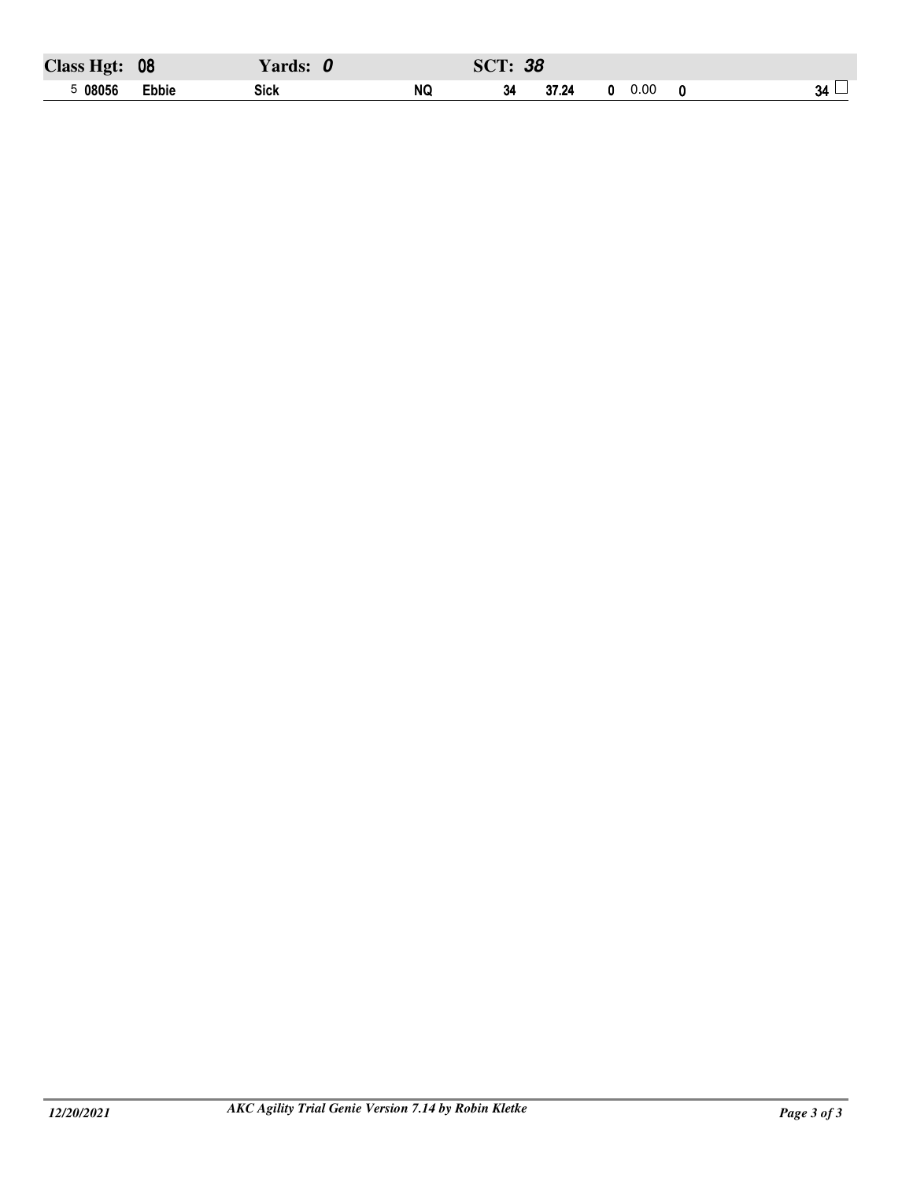**Class Hgt: 08** **Yards: *0*** **SCT: *38***

| | | | | | | | | | | |
|---|---|---|---|---|---|---|---|---|---|---|
| 5 | 08056 | Ebbie | Sick | NQ | 34 | 37.24 | 0 | 0.00 | 0 | 34 ☐ |

*12/20/2021* *AKC Agility Trial Genie Version 7.14 by Robin Kletke*